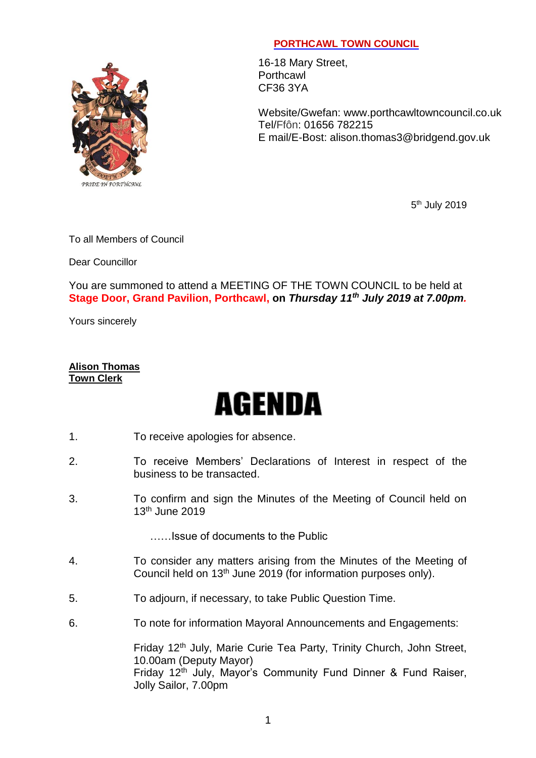**PORTHCAWL TOWN COUNCIL**

16-18 Mary Street,
Porthcawl
CF36 3YA

Website/Gwefan: www.porthcawltowncouncil.co.uk
Tel/Ffôn: 01656 782215
E mail/E-Bost: alison.thomas3@bridgend.gov.uk

PRIDE IN PORTHCAWL

5th July 2019

To all Members of Council

Dear Councillor

You are summoned to attend a MEETING OF THE TOWN COUNCIL to be held at **Stage Door, Grand Pavilion, Porthcawl, on *Thursday 11th July 2019 at 7.00pm*.**

Yours sincerely

**Alison Thomas**
**Town Clerk**

# AGENDA

1. To receive apologies for absence.

2. To receive Members' Declarations of Interest in respect of the business to be transacted.

3. To confirm and sign the Minutes of the Meeting of Council held on 13th June 2019

   ……Issue of documents to the Public

4. To consider any matters arising from the Minutes of the Meeting of Council held on 13th June 2019 (for information purposes only).

5. To adjourn, if necessary, to take Public Question Time.

6. To note for information Mayoral Announcements and Engagements:

   Friday 12th July, Marie Curie Tea Party, Trinity Church, John Street, 10.00am (Deputy Mayor)
   Friday 12th July, Mayor's Community Fund Dinner & Fund Raiser, Jolly Sailor, 7.00pm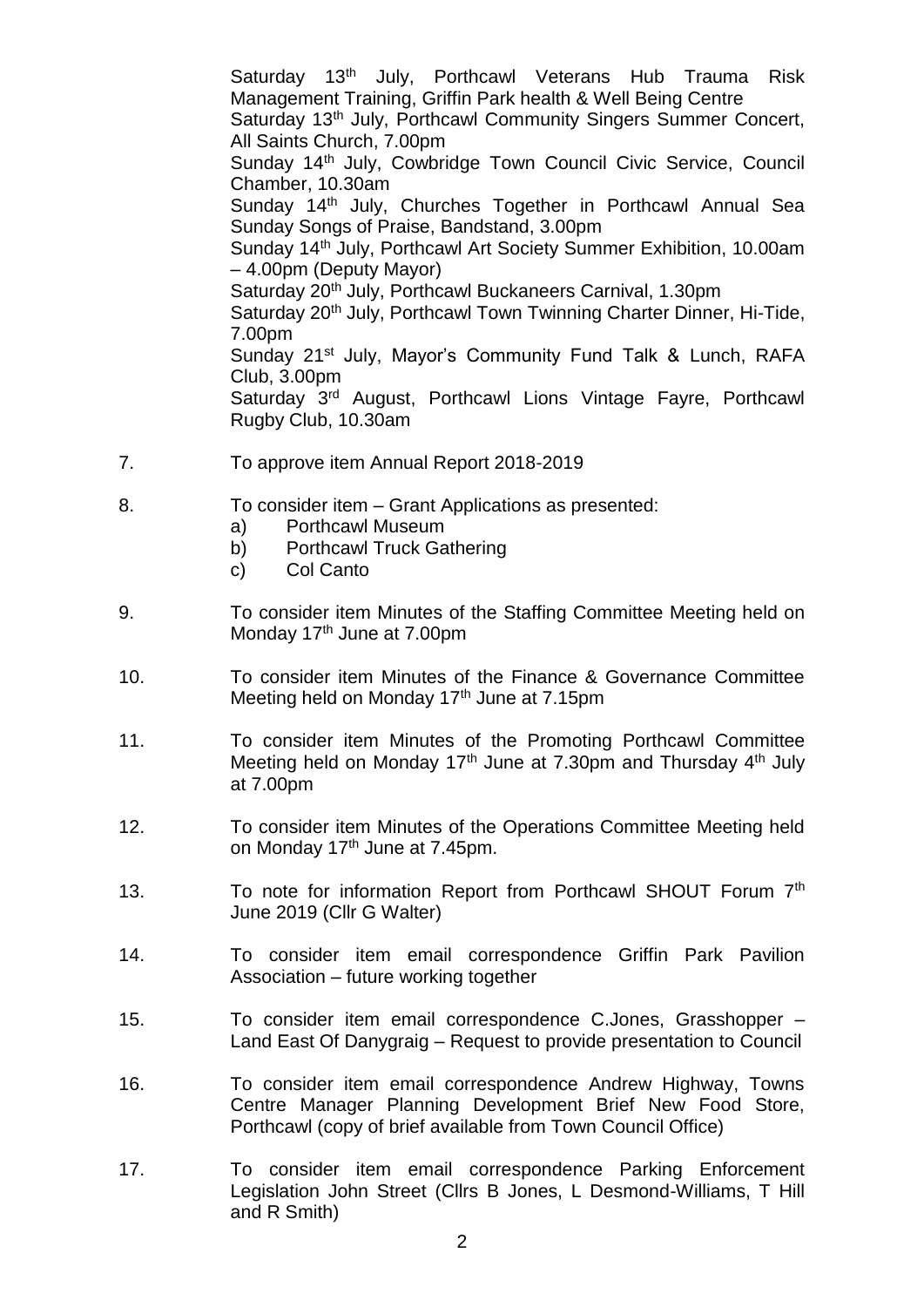Saturday 13th July, Porthcawl Veterans Hub Trauma Risk Management Training, Griffin Park health & Well Being Centre
Saturday 13th July, Porthcawl Community Singers Summer Concert, All Saints Church, 7.00pm
Sunday 14th July, Cowbridge Town Council Civic Service, Council Chamber, 10.30am
Sunday 14th July, Churches Together in Porthcawl Annual Sea Sunday Songs of Praise, Bandstand, 3.00pm
Sunday 14th July, Porthcawl Art Society Summer Exhibition, 10.00am – 4.00pm (Deputy Mayor)
Saturday 20th July, Porthcawl Buckaneers Carnival, 1.30pm
Saturday 20th July, Porthcawl Town Twinning Charter Dinner, Hi-Tide, 7.00pm
Sunday 21st July, Mayor's Community Fund Talk & Lunch, RAFA Club, 3.00pm
Saturday 3rd August, Porthcawl Lions Vintage Fayre, Porthcawl Rugby Club, 10.30am

7. To approve item Annual Report 2018-2019

8. To consider item – Grant Applications as presented:
   a) Porthcawl Museum
   b) Porthcawl Truck Gathering
   c) Col Canto

9. To consider item Minutes of the Staffing Committee Meeting held on Monday 17th June at 7.00pm

10. To consider item Minutes of the Finance & Governance Committee Meeting held on Monday 17th June at 7.15pm

11. To consider item Minutes of the Promoting Porthcawl Committee Meeting held on Monday 17th June at 7.30pm and Thursday 4th July at 7.00pm

12. To consider item Minutes of the Operations Committee Meeting held on Monday 17th June at 7.45pm.

13. To note for information Report from Porthcawl SHOUT Forum 7th June 2019 (Cllr G Walter)

14. To consider item email correspondence Griffin Park Pavilion Association – future working together

15. To consider item email correspondence C.Jones, Grasshopper – Land East Of Danygraig – Request to provide presentation to Council

16. To consider item email correspondence Andrew Highway, Towns Centre Manager Planning Development Brief New Food Store, Porthcawl (copy of brief available from Town Council Office)

17. To consider item email correspondence Parking Enforcement Legislation John Street (Cllrs B Jones, L Desmond-Williams, T Hill and R Smith)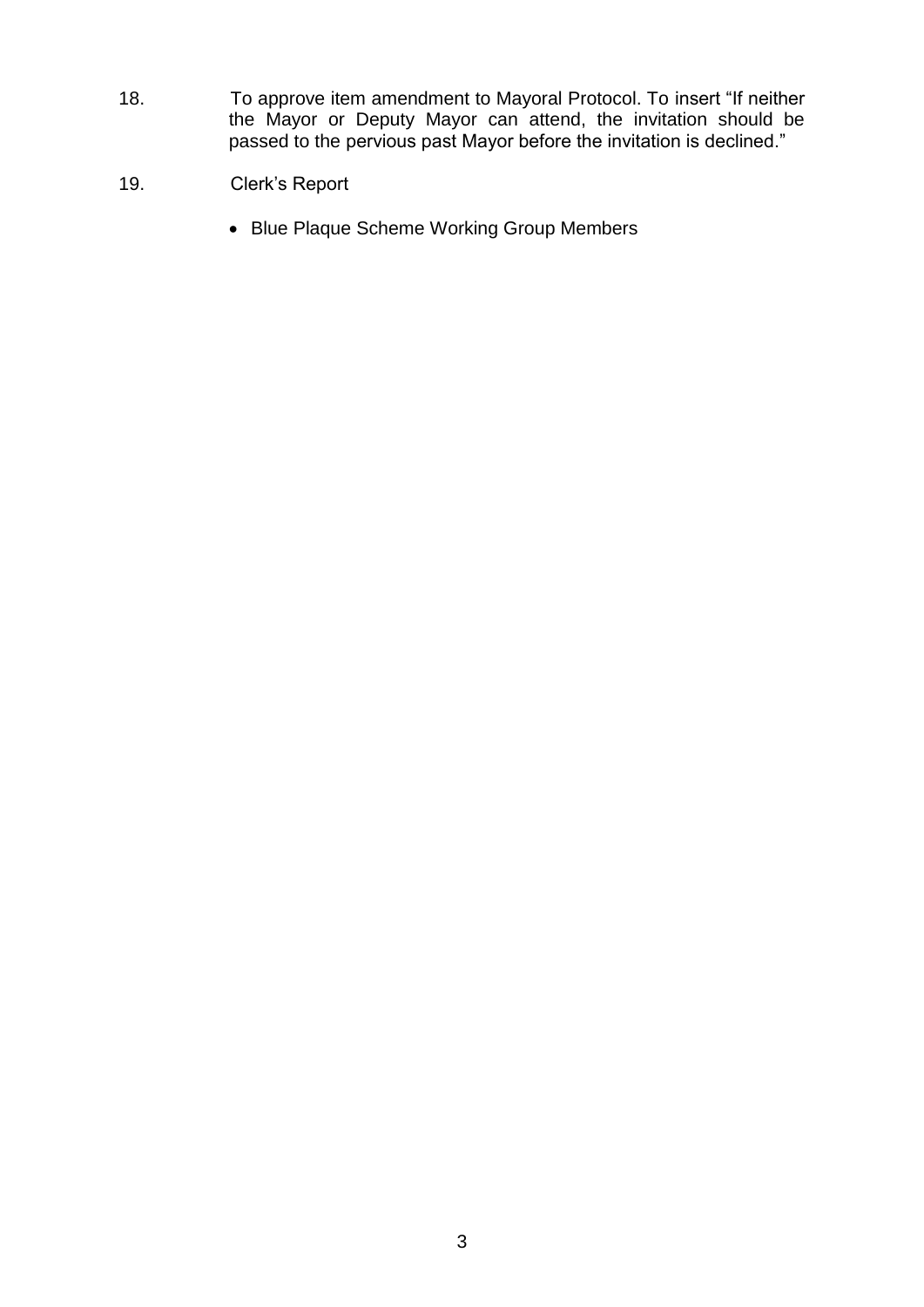18. To approve item amendment to Mayoral Protocol. To insert "If neither the Mayor or Deputy Mayor can attend, the invitation should be passed to the pervious past Mayor before the invitation is declined."

19. Clerk's Report

    - Blue Plaque Scheme Working Group Members